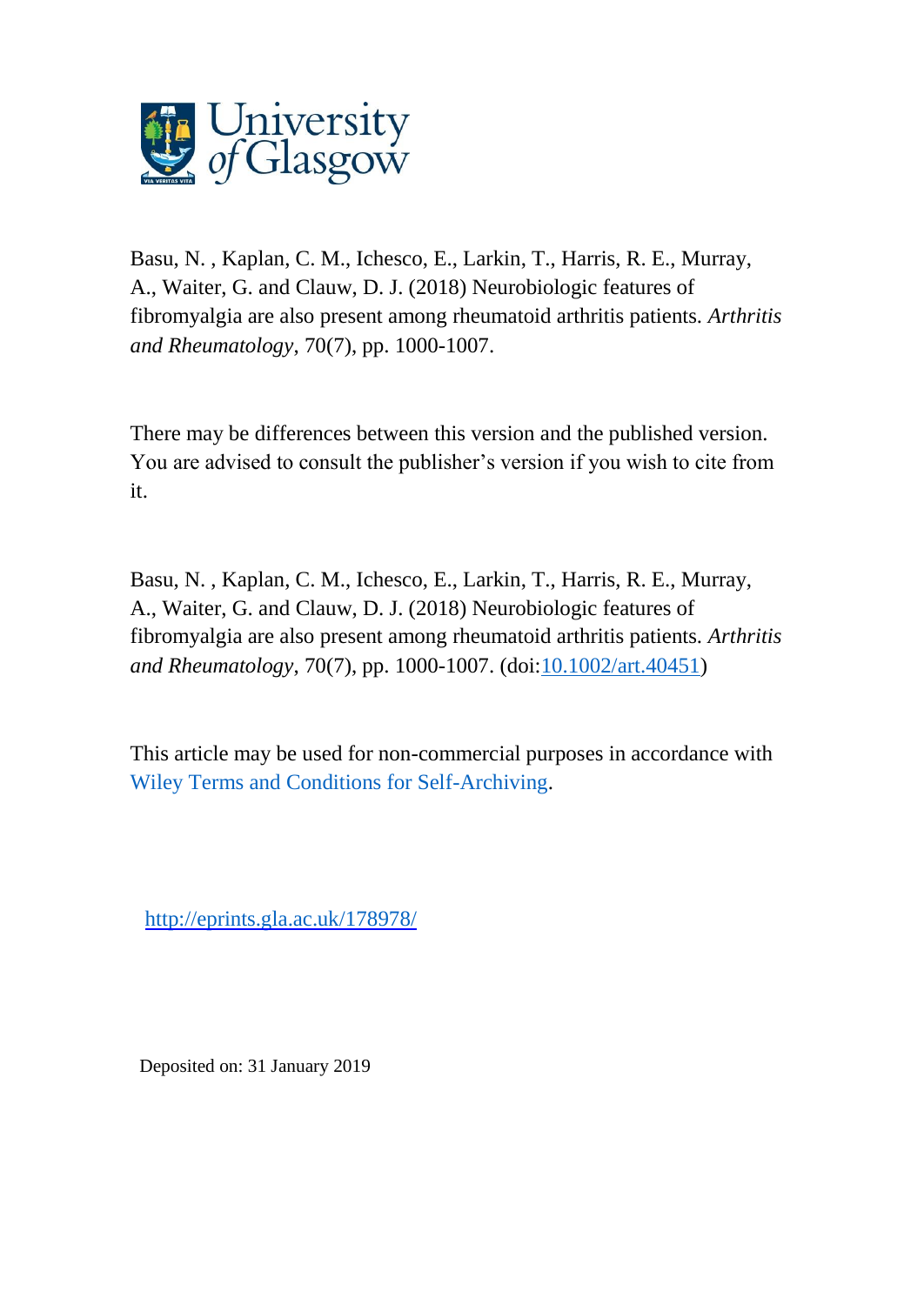University of Glasgow

Basu, N. , Kaplan, C. M., Ichesco, E., Larkin, T., Harris, R. E., Murray, A., Waiter, G. and Clauw, D. J. (2018) Neurobiologic features of fibromyalgia are also present among rheumatoid arthritis patients. *Arthritis and Rheumatology*, 70(7), pp. 1000-1007.

There may be differences between this version and the published version. You are advised to consult the publisher's version if you wish to cite from it.

Basu, N. , Kaplan, C. M., Ichesco, E., Larkin, T., Harris, R. E., Murray, A., Waiter, G. and Clauw, D. J. (2018) Neurobiologic features of fibromyalgia are also present among rheumatoid arthritis patients. *Arthritis and Rheumatology*, 70(7), pp. 1000-1007. (doi:10.1002/art.40451)

This article may be used for non-commercial purposes in accordance with Wiley Terms and Conditions for Self-Archiving.

http://eprints.gla.ac.uk/178978/

Deposited on: 31 January 2019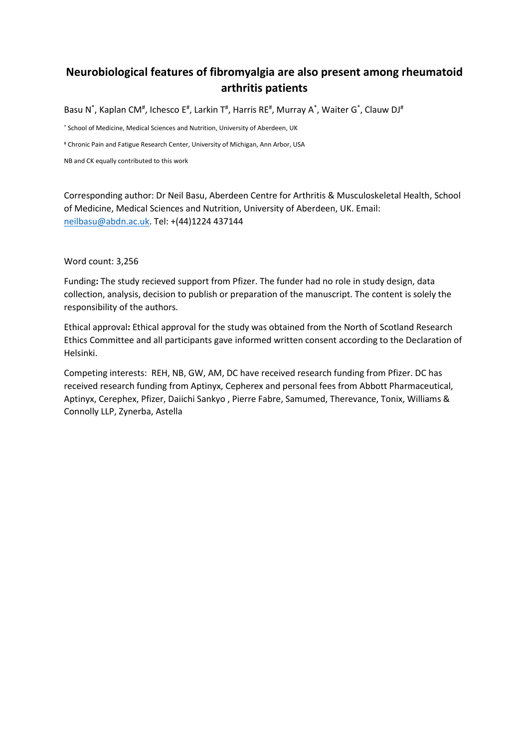# Neurobiological features of fibromyalgia are also present among rheumatoid arthritis patients

Basu N*, Kaplan CM#, Ichesco E#, Larkin T#, Harris RE#, Murray A*, Waiter G*, Clauw DJ#

* School of Medicine, Medical Sciences and Nutrition, University of Aberdeen, UK

# Chronic Pain and Fatigue Research Center, University of Michigan, Ann Arbor, USA

NB and CK equally contributed to this work

Corresponding author: Dr Neil Basu, Aberdeen Centre for Arthritis & Musculoskeletal Health, School of Medicine, Medical Sciences and Nutrition, University of Aberdeen, UK. Email: neilbasu@abdn.ac.uk. Tel: +(44)1224 437144

Word count: 3,256

**Funding:** The study recieved support from Pfizer. The funder had no role in study design, data collection, analysis, decision to publish or preparation of the manuscript. The content is solely the responsibility of the authors.

**Ethical approval:** Ethical approval for the study was obtained from the North of Scotland Research Ethics Committee and all participants gave informed written consent according to the Declaration of Helsinki.

Competing interests: REH, NB, GW, AM, DC have received research funding from Pfizer. DC has received research funding from Aptinyx, Cepherex and personal fees from Abbott Pharmaceutical, Aptinyx, Cerephex, Pfizer, Daiichi Sankyo , Pierre Fabre, Samumed, Therevance, Tonix, Williams & Connolly LLP, Zynerba, Astella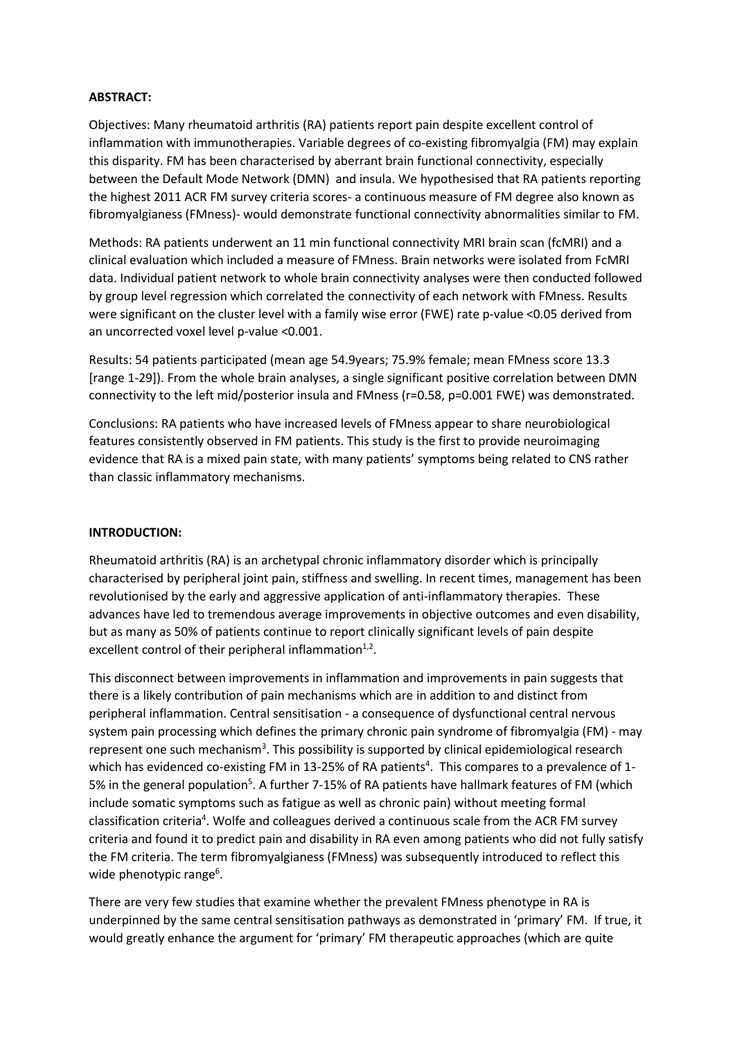**ABSTRACT:**

Objectives: Many rheumatoid arthritis (RA) patients report pain despite excellent control of inflammation with immunotherapies. Variable degrees of co-existing fibromyalgia (FM) may explain this disparity. FM has been characterised by aberrant brain functional connectivity, especially between the Default Mode Network (DMN) and insula. We hypothesised that RA patients reporting the highest 2011 ACR FM survey criteria scores- a continuous measure of FM degree also known as fibromyalgianess (FMness)- would demonstrate functional connectivity abnormalities similar to FM.

Methods: RA patients underwent an 11 min functional connectivity MRI brain scan (fcMRI) and a clinical evaluation which included a measure of FMness. Brain networks were isolated from FcMRI data. Individual patient network to whole brain connectivity analyses were then conducted followed by group level regression which correlated the connectivity of each network with FMness. Results were significant on the cluster level with a family wise error (FWE) rate p-value <0.05 derived from an uncorrected voxel level p-value <0.001.

Results: 54 patients participated (mean age 54.9years; 75.9% female; mean FMness score 13.3 [range 1-29]). From the whole brain analyses, a single significant positive correlation between DMN connectivity to the left mid/posterior insula and FMness (r=0.58, p=0.001 FWE) was demonstrated.

Conclusions: RA patients who have increased levels of FMness appear to share neurobiological features consistently observed in FM patients. This study is the first to provide neuroimaging evidence that RA is a mixed pain state, with many patients' symptoms being related to CNS rather than classic inflammatory mechanisms.

**INTRODUCTION:**

Rheumatoid arthritis (RA) is an archetypal chronic inflammatory disorder which is principally characterised by peripheral joint pain, stiffness and swelling. In recent times, management has been revolutionised by the early and aggressive application of anti-inflammatory therapies. These advances have led to tremendous average improvements in objective outcomes and even disability, but as many as 50% of patients continue to report clinically significant levels of pain despite excellent control of their peripheral inflammation[1,2].

This disconnect between improvements in inflammation and improvements in pain suggests that there is a likely contribution of pain mechanisms which are in addition to and distinct from peripheral inflammation. Central sensitisation - a consequence of dysfunctional central nervous system pain processing which defines the primary chronic pain syndrome of fibromyalgia (FM) - may represent one such mechanism[3]. This possibility is supported by clinical epidemiological research which has evidenced co-existing FM in 13-25% of RA patients[4]. This compares to a prevalence of 1-5% in the general population[5]. A further 7-15% of RA patients have hallmark features of FM (which include somatic symptoms such as fatigue as well as chronic pain) without meeting formal classification criteria[4]. Wolfe and colleagues derived a continuous scale from the ACR FM survey criteria and found it to predict pain and disability in RA even among patients who did not fully satisfy the FM criteria. The term fibromyalgianess (FMness) was subsequently introduced to reflect this wide phenotypic range[6].

There are very few studies that examine whether the prevalent FMness phenotype in RA is underpinned by the same central sensitisation pathways as demonstrated in 'primary' FM. If true, it would greatly enhance the argument for 'primary' FM therapeutic approaches (which are quite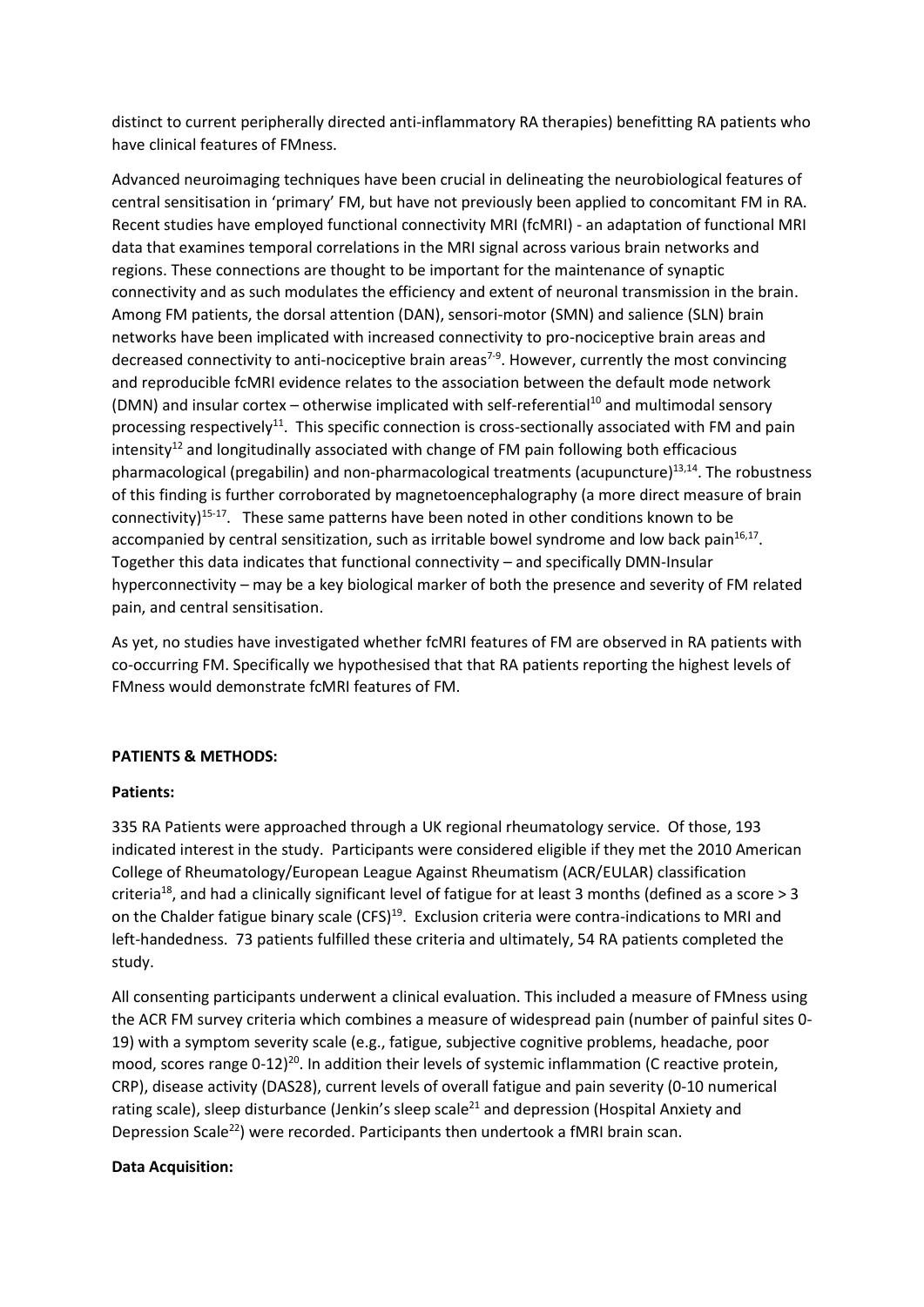distinct to current peripherally directed anti-inflammatory RA therapies) benefitting RA patients who have clinical features of FMness.

Advanced neuroimaging techniques have been crucial in delineating the neurobiological features of central sensitisation in 'primary' FM, but have not previously been applied to concomitant FM in RA. Recent studies have employed functional connectivity MRI (fcMRI) - an adaptation of functional MRI data that examines temporal correlations in the MRI signal across various brain networks and regions. These connections are thought to be important for the maintenance of synaptic connectivity and as such modulates the efficiency and extent of neuronal transmission in the brain. Among FM patients, the dorsal attention (DAN), sensori-motor (SMN) and salience (SLN) brain networks have been implicated with increased connectivity to pro-nociceptive brain areas and decreased connectivity to anti-nociceptive brain areas[7-9]. However, currently the most convincing and reproducible fcMRI evidence relates to the association between the default mode network (DMN) and insular cortex – otherwise implicated with self-referential[10] and multimodal sensory processing respectively[11]. This specific connection is cross-sectionally associated with FM and pain intensity[12] and longitudinally associated with change of FM pain following both efficacious pharmacological (pregabilin) and non-pharmacological treatments (acupuncture)[13,14]. The robustness of this finding is further corroborated by magnetoencephalography (a more direct measure of brain connectivity)[15-17]. These same patterns have been noted in other conditions known to be accompanied by central sensitization, such as irritable bowel syndrome and low back pain[16,17]. Together this data indicates that functional connectivity – and specifically DMN-Insular hyperconnectivity – may be a key biological marker of both the presence and severity of FM related pain, and central sensitisation.

As yet, no studies have investigated whether fcMRI features of FM are observed in RA patients with co-occurring FM. Specifically we hypothesised that that RA patients reporting the highest levels of FMness would demonstrate fcMRI features of FM.

## PATIENTS & METHODS:

### Patients:

335 RA Patients were approached through a UK regional rheumatology service. Of those, 193 indicated interest in the study. Participants were considered eligible if they met the 2010 American College of Rheumatology/European League Against Rheumatism (ACR/EULAR) classification criteria[18], and had a clinically significant level of fatigue for at least 3 months (defined as a score > 3 on the Chalder fatigue binary scale (CFS)[19]. Exclusion criteria were contra-indications to MRI and left-handedness. 73 patients fulfilled these criteria and ultimately, 54 RA patients completed the study.

All consenting participants underwent a clinical evaluation. This included a measure of FMness using the ACR FM survey criteria which combines a measure of widespread pain (number of painful sites 0-19) with a symptom severity scale (e.g., fatigue, subjective cognitive problems, headache, poor mood, scores range 0-12)[20]. In addition their levels of systemic inflammation (C reactive protein, CRP), disease activity (DAS28), current levels of overall fatigue and pain severity (0-10 numerical rating scale), sleep disturbance (Jenkin's sleep scale[21] and depression (Hospital Anxiety and Depression Scale[22]) were recorded. Participants then undertook a fMRI brain scan.

### Data Acquisition: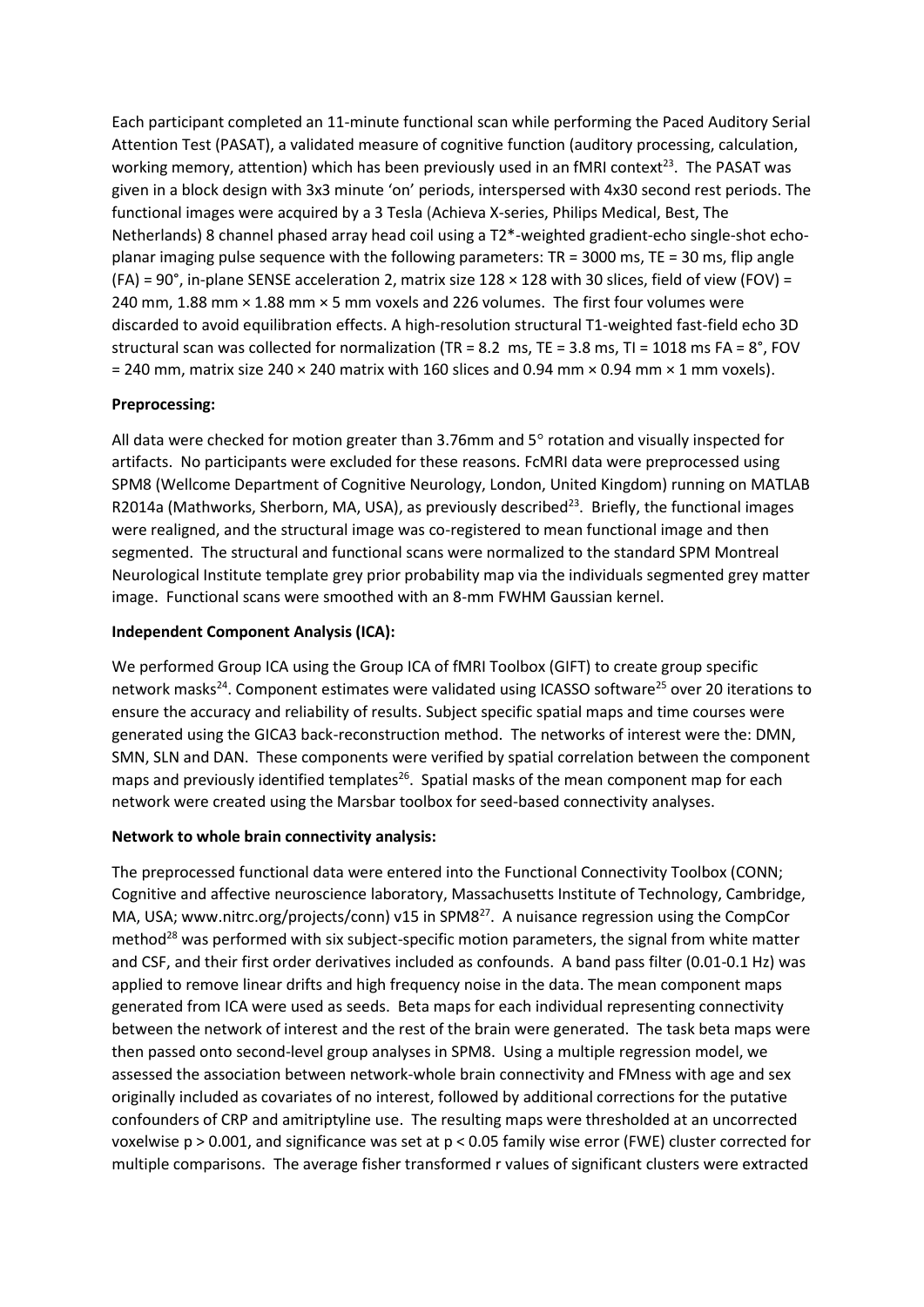Each participant completed an 11-minute functional scan while performing the Paced Auditory Serial Attention Test (PASAT), a validated measure of cognitive function (auditory processing, calculation, working memory, attention) which has been previously used in an fMRI context[23]. The PASAT was given in a block design with 3x3 minute 'on' periods, interspersed with 4x30 second rest periods. The functional images were acquired by a 3 Tesla (Achieva X-series, Philips Medical, Best, The Netherlands) 8 channel phased array head coil using a T2*-weighted gradient-echo single-shot echo-planar imaging pulse sequence with the following parameters: TR = 3000 ms, TE = 30 ms, flip angle (FA) = 90°, in-plane SENSE acceleration 2, matrix size 128 × 128 with 30 slices, field of view (FOV) = 240 mm, 1.88 mm × 1.88 mm × 5 mm voxels and 226 volumes. The first four volumes were discarded to avoid equilibration effects. A high-resolution structural T1-weighted fast-field echo 3D structural scan was collected for normalization (TR = 8.2 ms, TE = 3.8 ms, TI = 1018 ms FA = 8°, FOV = 240 mm, matrix size 240 × 240 matrix with 160 slices and 0.94 mm × 0.94 mm × 1 mm voxels).

**Preprocessing:**

All data were checked for motion greater than 3.76mm and 5° rotation and visually inspected for artifacts. No participants were excluded for these reasons. FcMRI data were preprocessed using SPM8 (Wellcome Department of Cognitive Neurology, London, United Kingdom) running on MATLAB R2014a (Mathworks, Sherborn, MA, USA), as previously described[23]. Briefly, the functional images were realigned, and the structural image was co-registered to mean functional image and then segmented. The structural and functional scans were normalized to the standard SPM Montreal Neurological Institute template grey prior probability map via the individuals segmented grey matter image. Functional scans were smoothed with an 8-mm FWHM Gaussian kernel.

**Independent Component Analysis (ICA):**

We performed Group ICA using the Group ICA of fMRI Toolbox (GIFT) to create group specific network masks[24]. Component estimates were validated using ICASSO software[25] over 20 iterations to ensure the accuracy and reliability of results. Subject specific spatial maps and time courses were generated using the GICA3 back-reconstruction method. The networks of interest were the: DMN, SMN, SLN and DAN. These components were verified by spatial correlation between the component maps and previously identified templates[26]. Spatial masks of the mean component map for each network were created using the Marsbar toolbox for seed-based connectivity analyses.

**Network to whole brain connectivity analysis:**

The preprocessed functional data were entered into the Functional Connectivity Toolbox (CONN; Cognitive and affective neuroscience laboratory, Massachusetts Institute of Technology, Cambridge, MA, USA; www.nitrc.org/projects/conn) v15 in SPM8[27]. A nuisance regression using the CompCor method[28] was performed with six subject-specific motion parameters, the signal from white matter and CSF, and their first order derivatives included as confounds. A band pass filter (0.01-0.1 Hz) was applied to remove linear drifts and high frequency noise in the data. The mean component maps generated from ICA were used as seeds. Beta maps for each individual representing connectivity between the network of interest and the rest of the brain were generated. The task beta maps were then passed onto second-level group analyses in SPM8. Using a multiple regression model, we assessed the association between network-whole brain connectivity and FMness with age and sex originally included as covariates of no interest, followed by additional corrections for the putative confounders of CRP and amitriptyline use. The resulting maps were thresholded at an uncorrected voxelwise $p > 0.001$, and significance was set at $p < 0.05$ family wise error (FWE) cluster corrected for multiple comparisons. The average fisher transformed r values of significant clusters were extracted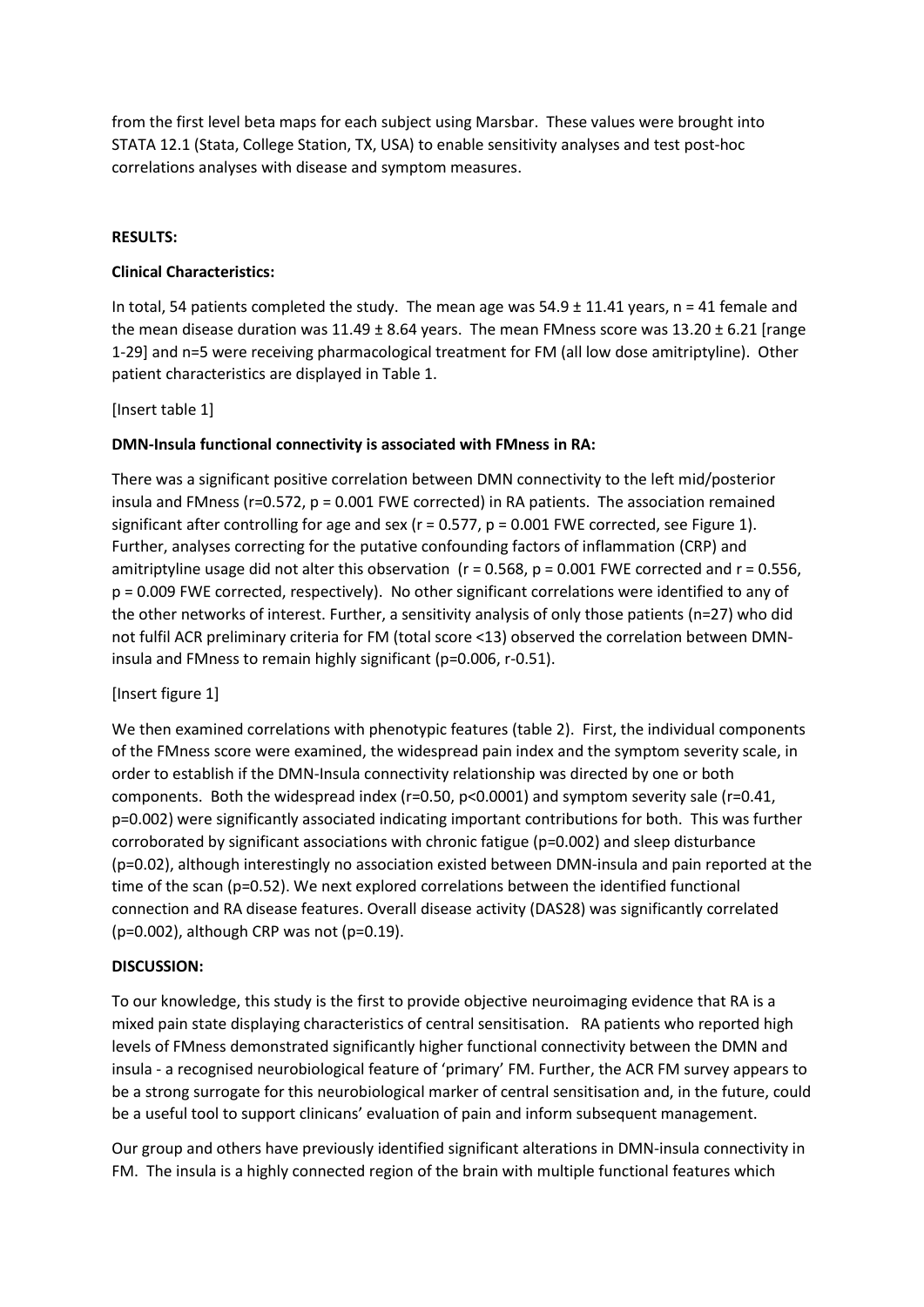from the first level beta maps for each subject using Marsbar. These values were brought into STATA 12.1 (Stata, College Station, TX, USA) to enable sensitivity analyses and test post-hoc correlations analyses with disease and symptom measures.

## RESULTS:

### Clinical Characteristics:

In total, 54 patients completed the study. The mean age was 54.9 ± 11.41 years, n = 41 female and the mean disease duration was 11.49 ± 8.64 years. The mean FMness score was 13.20 ± 6.21 [range 1-29] and n=5 were receiving pharmacological treatment for FM (all low dose amitriptyline). Other patient characteristics are displayed in Table 1.

[Insert table 1]

### DMN-Insula functional connectivity is associated with FMness in RA:

There was a significant positive correlation between DMN connectivity to the left mid/posterior insula and FMness ($r=0.572$, $p = 0.001$ FWE corrected) in RA patients. The association remained significant after controlling for age and sex ($r = 0.577$, $p = 0.001$ FWE corrected, see Figure 1). Further, analyses correcting for the putative confounding factors of inflammation (CRP) and amitriptyline usage did not alter this observation ($r = 0.568$, $p = 0.001$ FWE corrected and $r = 0.556$, $p = 0.009$ FWE corrected, respectively). No other significant correlations were identified to any of the other networks of interest. Further, a sensitivity analysis of only those patients (n=27) who did not fulfil ACR preliminary criteria for FM (total score <13) observed the correlation between DMN-insula and FMness to remain highly significant ($p=0.006$, r-0.51).

[Insert figure 1]

We then examined correlations with phenotypic features (table 2). First, the individual components of the FMness score were examined, the widespread pain index and the symptom severity scale, in order to establish if the DMN-Insula connectivity relationship was directed by one or both components. Both the widespread index ($r=0.50$, $p<0.0001$) and symptom severity sale ($r=0.41$, $p=0.002$) were significantly associated indicating important contributions for both. This was further corroborated by significant associations with chronic fatigue ($p=0.002$) and sleep disturbance ($p=0.02$), although interestingly no association existed between DMN-insula and pain reported at the time of the scan ($p=0.52$). We next explored correlations between the identified functional connection and RA disease features. Overall disease activity (DAS28) was significantly correlated ($p=0.002$), although CRP was not ($p=0.19$).

## DISCUSSION:

To our knowledge, this study is the first to provide objective neuroimaging evidence that RA is a mixed pain state displaying characteristics of central sensitisation. RA patients who reported high levels of FMness demonstrated significantly higher functional connectivity between the DMN and insula - a recognised neurobiological feature of 'primary' FM. Further, the ACR FM survey appears to be a strong surrogate for this neurobiological marker of central sensitisation and, in the future, could be a useful tool to support clinicans' evaluation of pain and inform subsequent management.

Our group and others have previously identified significant alterations in DMN-insula connectivity in FM. The insula is a highly connected region of the brain with multiple functional features which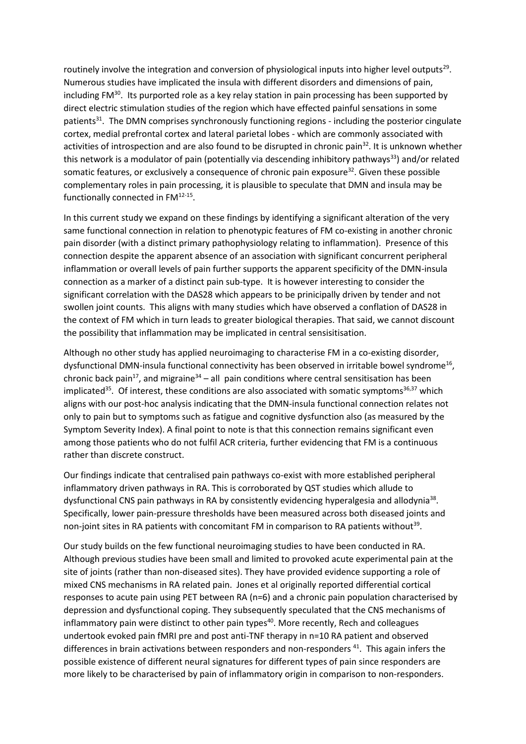routinely involve the integration and conversion of physiological inputs into higher level outputs[29]. Numerous studies have implicated the insula with different disorders and dimensions of pain, including FM[30]. Its purported role as a key relay station in pain processing has been supported by direct electric stimulation studies of the region which have effected painful sensations in some patients[31]. The DMN comprises synchronously functioning regions - including the posterior cingulate cortex, medial prefrontal cortex and lateral parietal lobes - which are commonly associated with activities of introspection and are also found to be disrupted in chronic pain[32]. It is unknown whether this network is a modulator of pain (potentially via descending inhibitory pathways[33]) and/or related somatic features, or exclusively a consequence of chronic pain exposure[32]. Given these possible complementary roles in pain processing, it is plausible to speculate that DMN and insula may be functionally connected in FM[12-15].

In this current study we expand on these findings by identifying a significant alteration of the very same functional connection in relation to phenotypic features of FM co-existing in another chronic pain disorder (with a distinct primary pathophysiology relating to inflammation). Presence of this connection despite the apparent absence of an association with significant concurrent peripheral inflammation or overall levels of pain further supports the apparent specificity of the DMN-insula connection as a marker of a distinct pain sub-type. It is however interesting to consider the significant correlation with the DAS28 which appears to be prinicipally driven by tender and not swollen joint counts. This aligns with many studies which have observed a conflation of DAS28 in the context of FM which in turn leads to greater biological therapies. That said, we cannot discount the possibility that inflammation may be implicated in central sensisitisation.

Although no other study has applied neuroimaging to characterise FM in a co-existing disorder, dysfunctional DMN-insula functional connectivity has been observed in irritable bowel syndrome[16], chronic back pain[17], and migraine[34] – all pain conditions where central sensitisation has been implicated[35]. Of interest, these conditions are also associated with somatic symptoms[36,37] which aligns with our post-hoc analysis indicating that the DMN-insula functional connection relates not only to pain but to symptoms such as fatigue and cognitive dysfunction also (as measured by the Symptom Severity Index). A final point to note is that this connection remains significant even among those patients who do not fulfil ACR criteria, further evidencing that FM is a continuous rather than discrete construct.

Our findings indicate that centralised pain pathways co-exist with more established peripheral inflammatory driven pathways in RA. This is corroborated by QST studies which allude to dysfunctional CNS pain pathways in RA by consistently evidencing hyperalgesia and allodynia[38]. Specifically, lower pain-pressure thresholds have been measured across both diseased joints and non-joint sites in RA patients with concomitant FM in comparison to RA patients without[39].

Our study builds on the few functional neuroimaging studies to have been conducted in RA. Although previous studies have been small and limited to provoked acute experimental pain at the site of joints (rather than non-diseased sites). They have provided evidence supporting a role of mixed CNS mechanisms in RA related pain. Jones et al originally reported differential cortical responses to acute pain using PET between RA (n=6) and a chronic pain population characterised by depression and dysfunctional coping. They subsequently speculated that the CNS mechanisms of inflammatory pain were distinct to other pain types[40]. More recently, Rech and colleagues undertook evoked pain fMRI pre and post anti-TNF therapy in n=10 RA patient and observed differences in brain activations between responders and non-responders [41]. This again infers the possible existence of different neural signatures for different types of pain since responders are more likely to be characterised by pain of inflammatory origin in comparison to non-responders.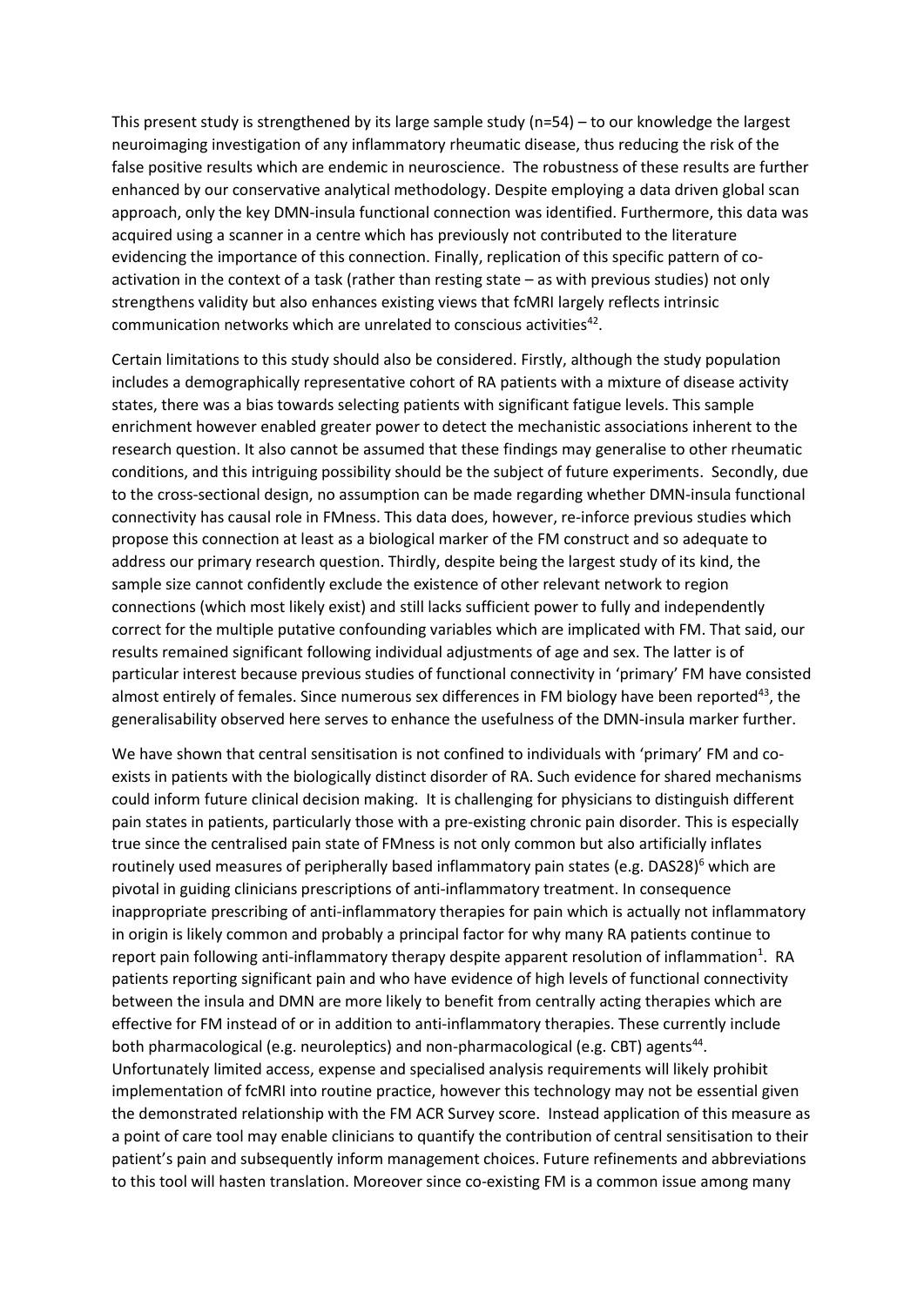This present study is strengthened by its large sample study (n=54) – to our knowledge the largest neuroimaging investigation of any inflammatory rheumatic disease, thus reducing the risk of the false positive results which are endemic in neuroscience. The robustness of these results are further enhanced by our conservative analytical methodology. Despite employing a data driven global scan approach, only the key DMN-insula functional connection was identified. Furthermore, this data was acquired using a scanner in a centre which has previously not contributed to the literature evidencing the importance of this connection. Finally, replication of this specific pattern of co-activation in the context of a task (rather than resting state – as with previous studies) not only strengthens validity but also enhances existing views that fcMRI largely reflects intrinsic communication networks which are unrelated to conscious activities[42].

Certain limitations to this study should also be considered. Firstly, although the study population includes a demographically representative cohort of RA patients with a mixture of disease activity states, there was a bias towards selecting patients with significant fatigue levels. This sample enrichment however enabled greater power to detect the mechanistic associations inherent to the research question. It also cannot be assumed that these findings may generalise to other rheumatic conditions, and this intriguing possibility should be the subject of future experiments. Secondly, due to the cross-sectional design, no assumption can be made regarding whether DMN-insula functional connectivity has causal role in FMness. This data does, however, re-inforce previous studies which propose this connection at least as a biological marker of the FM construct and so adequate to address our primary research question. Thirdly, despite being the largest study of its kind, the sample size cannot confidently exclude the existence of other relevant network to region connections (which most likely exist) and still lacks sufficient power to fully and independently correct for the multiple putative confounding variables which are implicated with FM. That said, our results remained significant following individual adjustments of age and sex. The latter is of particular interest because previous studies of functional connectivity in 'primary' FM have consisted almost entirely of females. Since numerous sex differences in FM biology have been reported[43], the generalisability observed here serves to enhance the usefulness of the DMN-insula marker further.

We have shown that central sensitisation is not confined to individuals with 'primary' FM and co-exists in patients with the biologically distinct disorder of RA. Such evidence for shared mechanisms could inform future clinical decision making. It is challenging for physicians to distinguish different pain states in patients, particularly those with a pre-existing chronic pain disorder. This is especially true since the centralised pain state of FMness is not only common but also artificially inflates routinely used measures of peripherally based inflammatory pain states (e.g. DAS28)[6] which are pivotal in guiding clinicians prescriptions of anti-inflammatory treatment. In consequence inappropriate prescribing of anti-inflammatory therapies for pain which is actually not inflammatory in origin is likely common and probably a principal factor for why many RA patients continue to report pain following anti-inflammatory therapy despite apparent resolution of inflammation[1]. RA patients reporting significant pain and who have evidence of high levels of functional connectivity between the insula and DMN are more likely to benefit from centrally acting therapies which are effective for FM instead of or in addition to anti-inflammatory therapies. These currently include both pharmacological (e.g. neuroleptics) and non-pharmacological (e.g. CBT) agents[44]. Unfortunately limited access, expense and specialised analysis requirements will likely prohibit implementation of fcMRI into routine practice, however this technology may not be essential given the demonstrated relationship with the FM ACR Survey score. Instead application of this measure as a point of care tool may enable clinicians to quantify the contribution of central sensitisation to their patient's pain and subsequently inform management choices. Future refinements and abbreviations to this tool will hasten translation. Moreover since co-existing FM is a common issue among many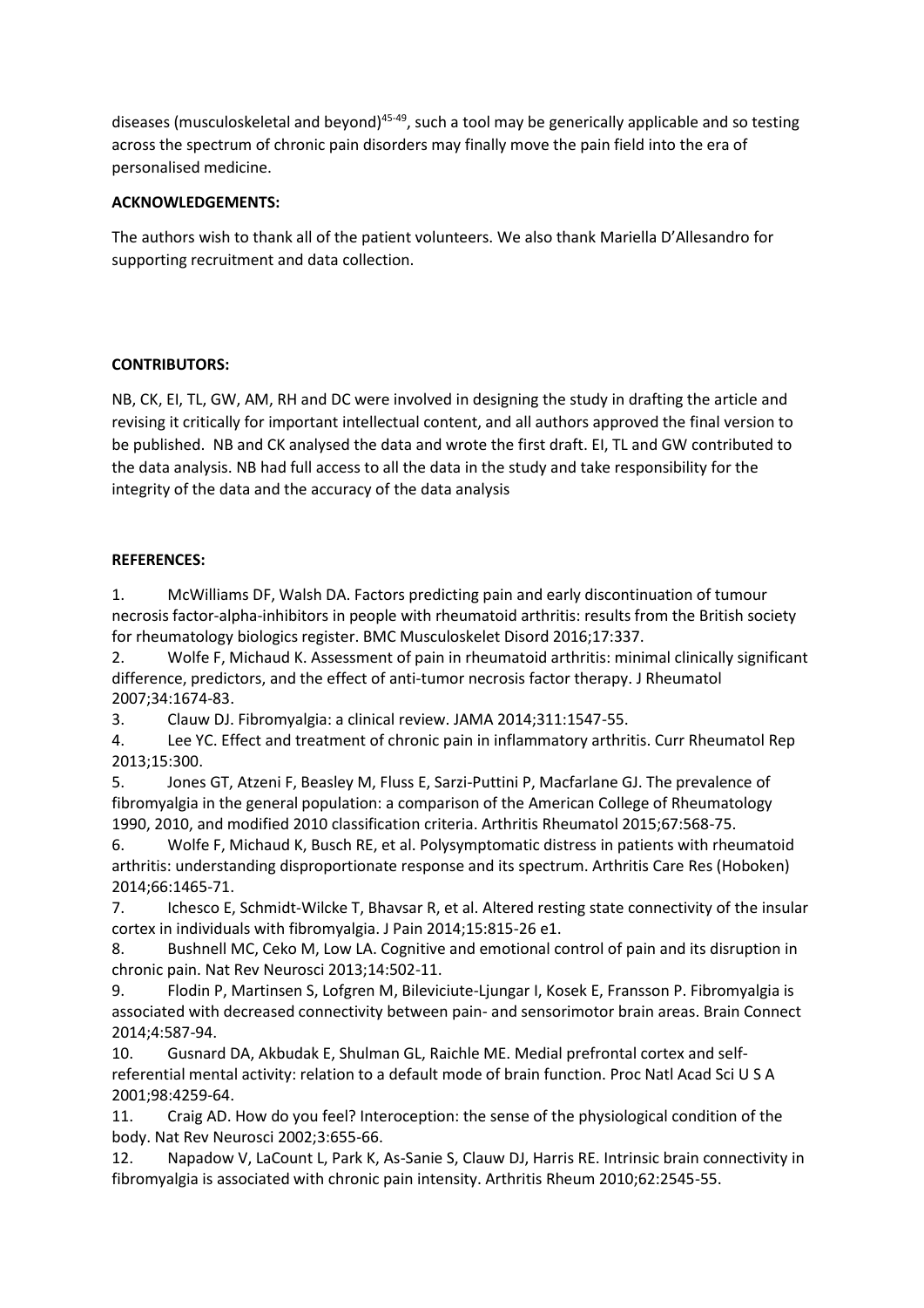diseases (musculoskeletal and beyond)[45-49], such a tool may be generically applicable and so testing across the spectrum of chronic pain disorders may finally move the pain field into the era of personalised medicine.

**ACKNOWLEDGEMENTS:**

The authors wish to thank all of the patient volunteers. We also thank Mariella D'Allesandro for supporting recruitment and data collection.

**CONTRIBUTORS:**

NB, CK, EI, TL, GW, AM, RH and DC were involved in designing the study in drafting the article and revising it critically for important intellectual content, and all authors approved the final version to be published. NB and CK analysed the data and wrote the first draft. EI, TL and GW contributed to the data analysis. NB had full access to all the data in the study and take responsibility for the integrity of the data and the accuracy of the data analysis

**REFERENCES:**

1. McWilliams DF, Walsh DA. Factors predicting pain and early discontinuation of tumour necrosis factor-alpha-inhibitors in people with rheumatoid arthritis: results from the British society for rheumatology biologics register. BMC Musculoskelet Disord 2016;17:337.
2. Wolfe F, Michaud K. Assessment of pain in rheumatoid arthritis: minimal clinically significant difference, predictors, and the effect of anti-tumor necrosis factor therapy. J Rheumatol 2007;34:1674-83.
3. Clauw DJ. Fibromyalgia: a clinical review. JAMA 2014;311:1547-55.
4. Lee YC. Effect and treatment of chronic pain in inflammatory arthritis. Curr Rheumatol Rep 2013;15:300.
5. Jones GT, Atzeni F, Beasley M, Fluss E, Sarzi-Puttini P, Macfarlane GJ. The prevalence of fibromyalgia in the general population: a comparison of the American College of Rheumatology 1990, 2010, and modified 2010 classification criteria. Arthritis Rheumatol 2015;67:568-75.
6. Wolfe F, Michaud K, Busch RE, et al. Polysymptomatic distress in patients with rheumatoid arthritis: understanding disproportionate response and its spectrum. Arthritis Care Res (Hoboken) 2014;66:1465-71.
7. Ichesco E, Schmidt-Wilcke T, Bhavsar R, et al. Altered resting state connectivity of the insular cortex in individuals with fibromyalgia. J Pain 2014;15:815-26 e1.
8. Bushnell MC, Ceko M, Low LA. Cognitive and emotional control of pain and its disruption in chronic pain. Nat Rev Neurosci 2013;14:502-11.
9. Flodin P, Martinsen S, Lofgren M, Bileviciute-Ljungar I, Kosek E, Fransson P. Fibromyalgia is associated with decreased connectivity between pain- and sensorimotor brain areas. Brain Connect 2014;4:587-94.
10. Gusnard DA, Akbudak E, Shulman GL, Raichle ME. Medial prefrontal cortex and self-referential mental activity: relation to a default mode of brain function. Proc Natl Acad Sci U S A 2001;98:4259-64.
11. Craig AD. How do you feel? Interoception: the sense of the physiological condition of the body. Nat Rev Neurosci 2002;3:655-66.
12. Napadow V, LaCount L, Park K, As-Sanie S, Clauw DJ, Harris RE. Intrinsic brain connectivity in fibromyalgia is associated with chronic pain intensity. Arthritis Rheum 2010;62:2545-55.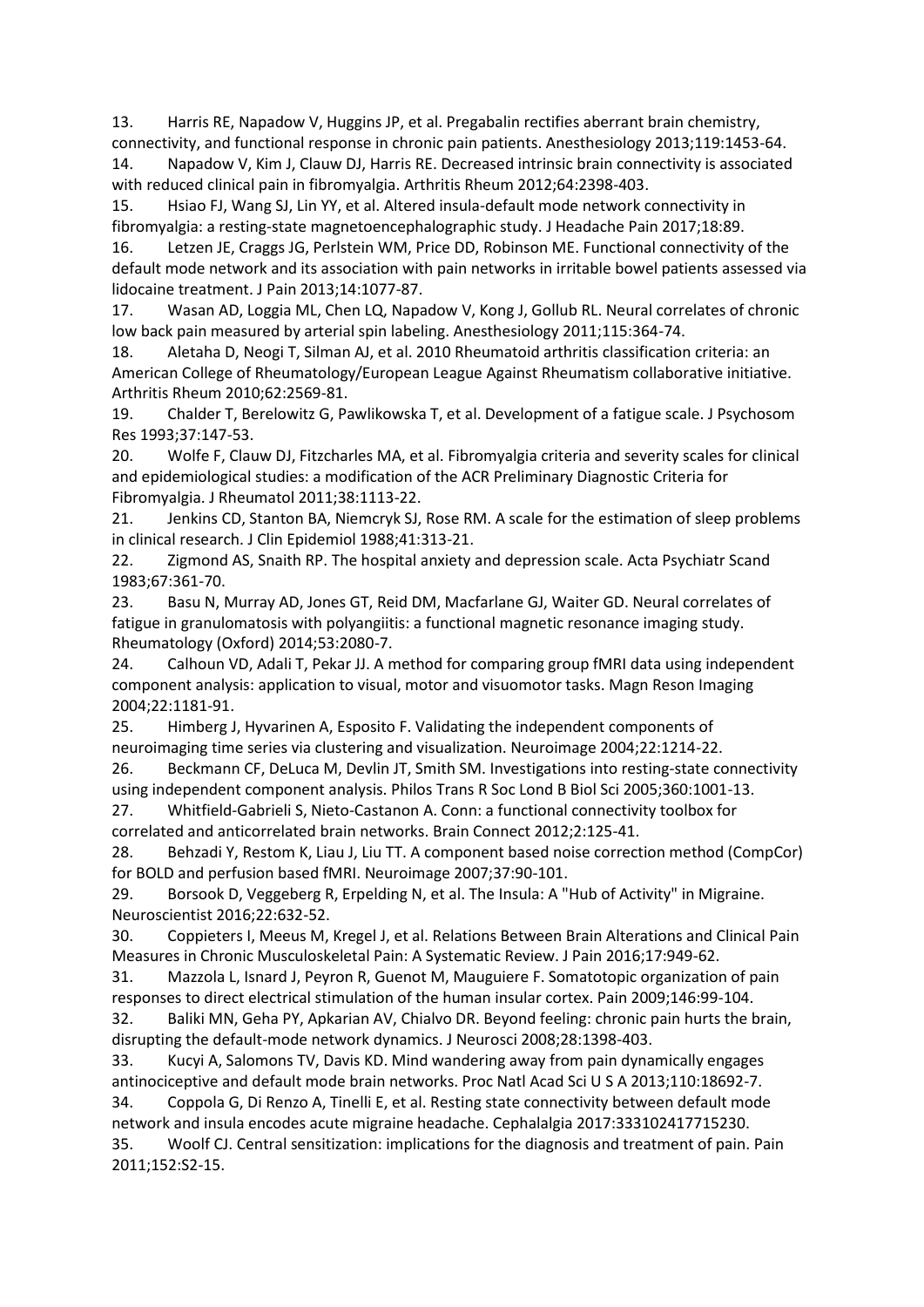13. Harris RE, Napadow V, Huggins JP, et al. Pregabalin rectifies aberrant brain chemistry, connectivity, and functional response in chronic pain patients. Anesthesiology 2013;119:1453-64.
14. Napadow V, Kim J, Clauw DJ, Harris RE. Decreased intrinsic brain connectivity is associated with reduced clinical pain in fibromyalgia. Arthritis Rheum 2012;64:2398-403.
15. Hsiao FJ, Wang SJ, Lin YY, et al. Altered insula-default mode network connectivity in fibromyalgia: a resting-state magnetoencephalographic study. J Headache Pain 2017;18:89.
16. Letzen JE, Craggs JG, Perlstein WM, Price DD, Robinson ME. Functional connectivity of the default mode network and its association with pain networks in irritable bowel patients assessed via lidocaine treatment. J Pain 2013;14:1077-87.
17. Wasan AD, Loggia ML, Chen LQ, Napadow V, Kong J, Gollub RL. Neural correlates of chronic low back pain measured by arterial spin labeling. Anesthesiology 2011;115:364-74.
18. Aletaha D, Neogi T, Silman AJ, et al. 2010 Rheumatoid arthritis classification criteria: an American College of Rheumatology/European League Against Rheumatism collaborative initiative. Arthritis Rheum 2010;62:2569-81.
19. Chalder T, Berelowitz G, Pawlikowska T, et al. Development of a fatigue scale. J Psychosom Res 1993;37:147-53.
20. Wolfe F, Clauw DJ, Fitzcharles MA, et al. Fibromyalgia criteria and severity scales for clinical and epidemiological studies: a modification of the ACR Preliminary Diagnostic Criteria for Fibromyalgia. J Rheumatol 2011;38:1113-22.
21. Jenkins CD, Stanton BA, Niemcryk SJ, Rose RM. A scale for the estimation of sleep problems in clinical research. J Clin Epidemiol 1988;41:313-21.
22. Zigmond AS, Snaith RP. The hospital anxiety and depression scale. Acta Psychiatr Scand 1983;67:361-70.
23. Basu N, Murray AD, Jones GT, Reid DM, Macfarlane GJ, Waiter GD. Neural correlates of fatigue in granulomatosis with polyangiitis: a functional magnetic resonance imaging study. Rheumatology (Oxford) 2014;53:2080-7.
24. Calhoun VD, Adali T, Pekar JJ. A method for comparing group fMRI data using independent component analysis: application to visual, motor and visuomotor tasks. Magn Reson Imaging 2004;22:1181-91.
25. Himberg J, Hyvarinen A, Esposito F. Validating the independent components of neuroimaging time series via clustering and visualization. Neuroimage 2004;22:1214-22.
26. Beckmann CF, DeLuca M, Devlin JT, Smith SM. Investigations into resting-state connectivity using independent component analysis. Philos Trans R Soc Lond B Biol Sci 2005;360:1001-13.
27. Whitfield-Gabrieli S, Nieto-Castanon A. Conn: a functional connectivity toolbox for correlated and anticorrelated brain networks. Brain Connect 2012;2:125-41.
28. Behzadi Y, Restom K, Liau J, Liu TT. A component based noise correction method (CompCor) for BOLD and perfusion based fMRI. Neuroimage 2007;37:90-101.
29. Borsook D, Veggeberg R, Erpelding N, et al. The Insula: A "Hub of Activity" in Migraine. Neuroscientist 2016;22:632-52.
30. Coppieters I, Meeus M, Kregel J, et al. Relations Between Brain Alterations and Clinical Pain Measures in Chronic Musculoskeletal Pain: A Systematic Review. J Pain 2016;17:949-62.
31. Mazzola L, Isnard J, Peyron R, Guenot M, Mauguiere F. Somatotopic organization of pain responses to direct electrical stimulation of the human insular cortex. Pain 2009;146:99-104.
32. Baliki MN, Geha PY, Apkarian AV, Chialvo DR. Beyond feeling: chronic pain hurts the brain, disrupting the default-mode network dynamics. J Neurosci 2008;28:1398-403.
33. Kucyi A, Salomons TV, Davis KD. Mind wandering away from pain dynamically engages antinociceptive and default mode brain networks. Proc Natl Acad Sci U S A 2013;110:18692-7.
34. Coppola G, Di Renzo A, Tinelli E, et al. Resting state connectivity between default mode network and insula encodes acute migraine headache. Cephalalgia 2017:333102417715230.
35. Woolf CJ. Central sensitization: implications for the diagnosis and treatment of pain. Pain 2011;152:S2-15.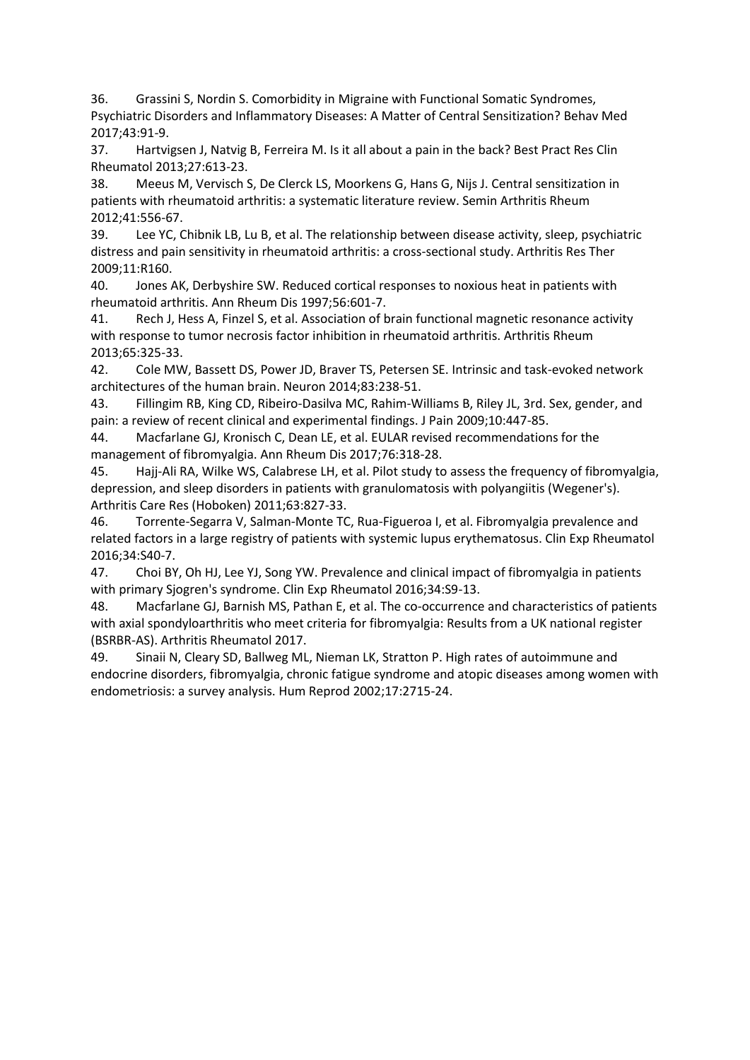36. Grassini S, Nordin S. Comorbidity in Migraine with Functional Somatic Syndromes, Psychiatric Disorders and Inflammatory Diseases: A Matter of Central Sensitization? Behav Med 2017;43:91-9.
37. Hartvigsen J, Natvig B, Ferreira M. Is it all about a pain in the back? Best Pract Res Clin Rheumatol 2013;27:613-23.
38. Meeus M, Vervisch S, De Clerck LS, Moorkens G, Hans G, Nijs J. Central sensitization in patients with rheumatoid arthritis: a systematic literature review. Semin Arthritis Rheum 2012;41:556-67.
39. Lee YC, Chibnik LB, Lu B, et al. The relationship between disease activity, sleep, psychiatric distress and pain sensitivity in rheumatoid arthritis: a cross-sectional study. Arthritis Res Ther 2009;11:R160.
40. Jones AK, Derbyshire SW. Reduced cortical responses to noxious heat in patients with rheumatoid arthritis. Ann Rheum Dis 1997;56:601-7.
41. Rech J, Hess A, Finzel S, et al. Association of brain functional magnetic resonance activity with response to tumor necrosis factor inhibition in rheumatoid arthritis. Arthritis Rheum 2013;65:325-33.
42. Cole MW, Bassett DS, Power JD, Braver TS, Petersen SE. Intrinsic and task-evoked network architectures of the human brain. Neuron 2014;83:238-51.
43. Fillingim RB, King CD, Ribeiro-Dasilva MC, Rahim-Williams B, Riley JL, 3rd. Sex, gender, and pain: a review of recent clinical and experimental findings. J Pain 2009;10:447-85.
44. Macfarlane GJ, Kronisch C, Dean LE, et al. EULAR revised recommendations for the management of fibromyalgia. Ann Rheum Dis 2017;76:318-28.
45. Hajj-Ali RA, Wilke WS, Calabrese LH, et al. Pilot study to assess the frequency of fibromyalgia, depression, and sleep disorders in patients with granulomatosis with polyangiitis (Wegener's). Arthritis Care Res (Hoboken) 2011;63:827-33.
46. Torrente-Segarra V, Salman-Monte TC, Rua-Figueroa I, et al. Fibromyalgia prevalence and related factors in a large registry of patients with systemic lupus erythematosus. Clin Exp Rheumatol 2016;34:S40-7.
47. Choi BY, Oh HJ, Lee YJ, Song YW. Prevalence and clinical impact of fibromyalgia in patients with primary Sjogren's syndrome. Clin Exp Rheumatol 2016;34:S9-13.
48. Macfarlane GJ, Barnish MS, Pathan E, et al. The co-occurrence and characteristics of patients with axial spondyloarthritis who meet criteria for fibromyalgia: Results from a UK national register (BSRBR-AS). Arthritis Rheumatol 2017.
49. Sinaii N, Cleary SD, Ballweg ML, Nieman LK, Stratton P. High rates of autoimmune and endocrine disorders, fibromyalgia, chronic fatigue syndrome and atopic diseases among women with endometriosis: a survey analysis. Hum Reprod 2002;17:2715-24.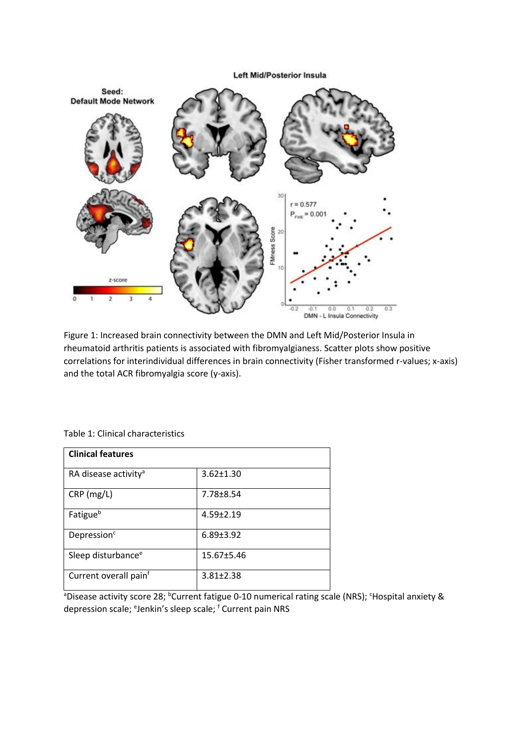Figure 1: Increased brain connectivity between the DMN and Left Mid/Posterior Insula in rheumatoid arthritis patients is associated with fibromyalgianess. Scatter plots show positive correlations for interindividual differences in brain connectivity (Fisher transformed r-values; x-axis) and the total ACR fibromyalgia score (y-axis).

Table 1: Clinical characteristics

| **Clinical features** | |
|---|---|
| RA disease activity[a] | 3.62±1.30 |
| CRP (mg/L) | 7.78±8.54 |
| Fatigue[b] | 4.59±2.19 |
| Depression[c] | 6.89±3.92 |
| Sleep disturbance[e] | 15.67±5.46 |
| Current overall pain[f] | 3.81±2.38 |

[a]Disease activity score 28; [b]Current fatigue 0-10 numerical rating scale (NRS); [c]Hospital anxiety & depression scale; [e]Jenkin's sleep scale; [f] Current pain NRS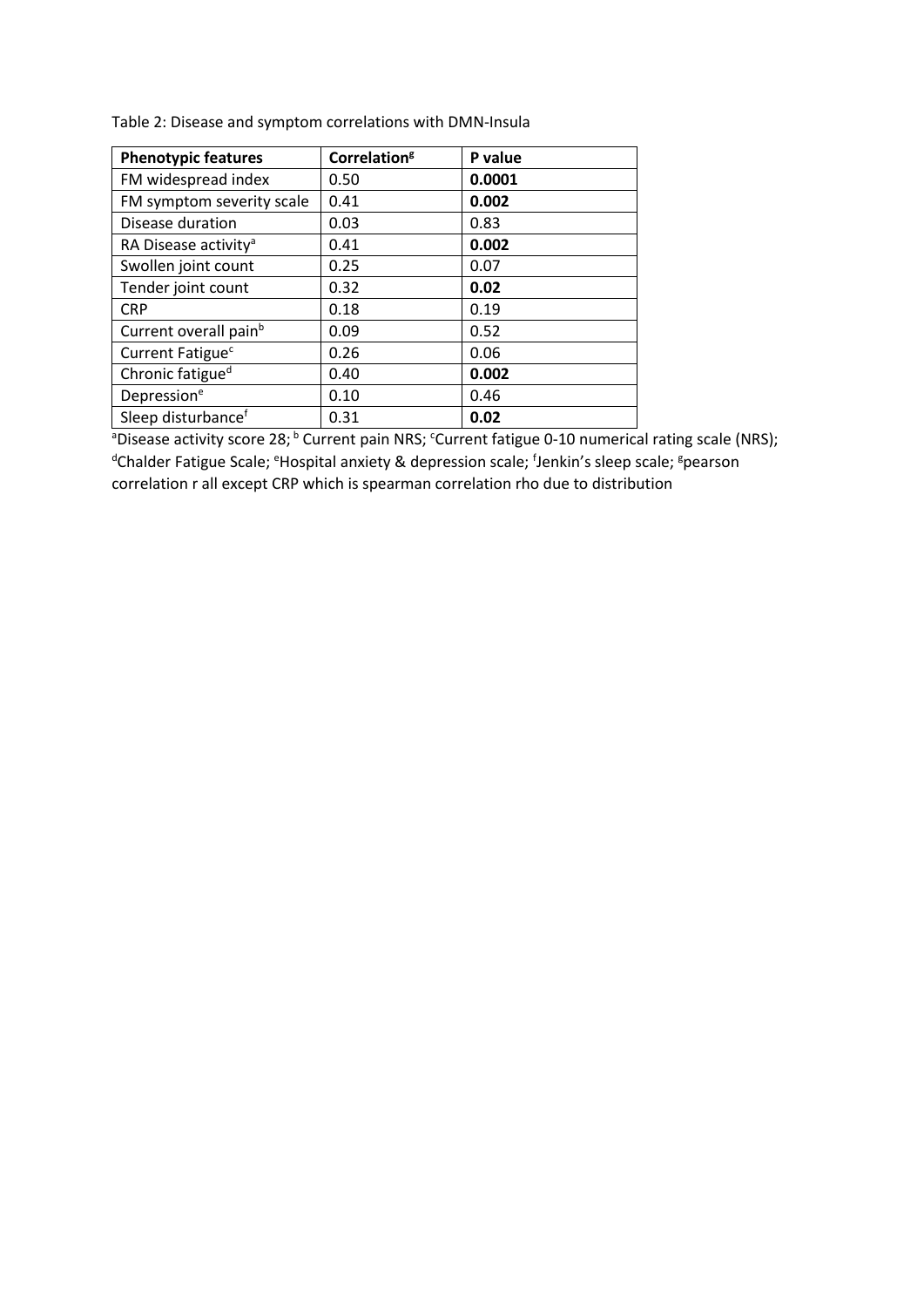Table 2: Disease and symptom correlations with DMN-Insula

| **Phenotypic features** | **Correlation[g]** | **P value** |
|---|---|---|
| FM widespread index | 0.50 | **0.0001** |
| FM symptom severity scale | 0.41 | **0.002** |
| Disease duration | 0.03 | 0.83 |
| RA Disease activity[a] | 0.41 | **0.002** |
| Swollen joint count | 0.25 | 0.07 |
| Tender joint count | 0.32 | **0.02** |
| CRP | 0.18 | 0.19 |
| Current overall pain[b] | 0.09 | 0.52 |
| Current Fatigue[c] | 0.26 | 0.06 |
| Chronic fatigue[d] | 0.40 | **0.002** |
| Depression[e] | 0.10 | 0.46 |
| Sleep disturbance[f] | 0.31 | **0.02** |

[a]Disease activity score 28; [b] Current pain NRS; [c]Current fatigue 0-10 numerical rating scale (NRS); [d]Chalder Fatigue Scale; [e]Hospital anxiety & depression scale; [f]Jenkin's sleep scale; [g]pearson correlation r all except CRP which is spearman correlation rho due to distribution